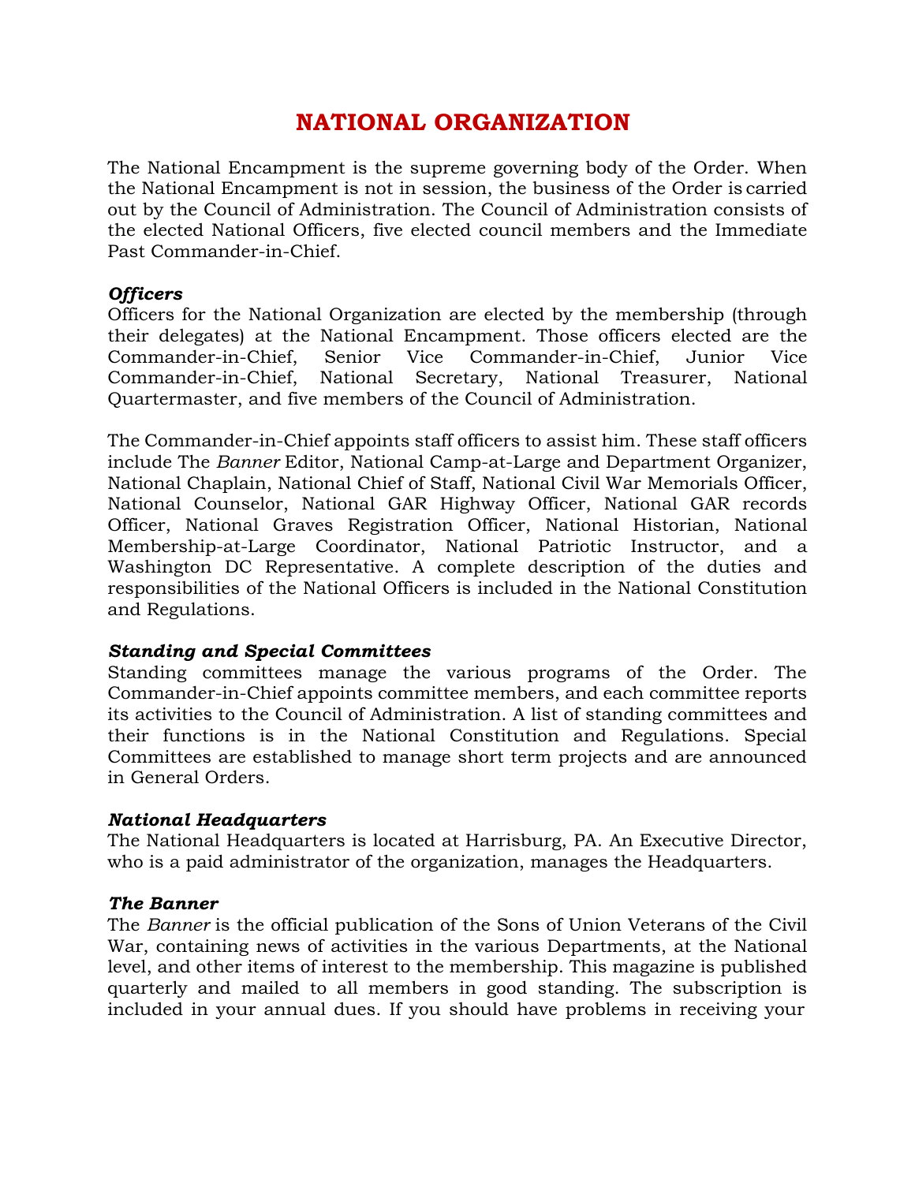# NATIONAL ORGANIZATION

The National Encampment is the supreme governing body of the Order. When the National Encampment is not in session, the business of the Order is carried out by the Council of Administration. The Council of Administration consists of the elected National Officers, five elected council members and the Immediate Past Commander-in-Chief.

### *Officers*

Officers for the National Organization are elected by the membership (through their delegates) at the National Encampment. Those officers elected are the Commander-in-Chief, Senior Vice Commander-in-Chief, Junior Vice Commander-in-Chief, National Secretary, National Treasurer, National Quartermaster, and five members of the Council of Administration.

The Commander-in-Chief appoints staff officers to assist him. These staff officers include The *Banner* Editor, National Camp-at-Large and Department Organizer, National Chaplain, National Chief of Staff, National Civil War Memorials Officer, National Counselor, National GAR Highway Officer, National GAR records Officer, National Graves Registration Officer, National Historian, National Membership-at-Large Coordinator, National Patriotic Instructor, and a Washington DC Representative. A complete description of the duties and responsibilities of the National Officers is included in the National Constitution and Regulations.

### *Standing and Special Committees*

Standing committees manage the various programs of the Order. The Commander-in-Chief appoints committee members, and each committee reports its activities to the Council of Administration. A list of standing committees and their functions is in the National Constitution and Regulations. Special Committees are established to manage short term projects and are announced in General Orders.

### *National Headquarters*

The National Headquarters is located at Harrisburg, PA. An Executive Director, who is a paid administrator of the organization, manages the Headquarters.

### *The Banner*

The *Banner* is the official publication of the Sons of Union Veterans of the Civil War, containing news of activities in the various Departments, at the National level, and other items of interest to the membership. This magazine is published quarterly and mailed to all members in good standing. The subscription is included in your annual dues. If you should have problems in receiving your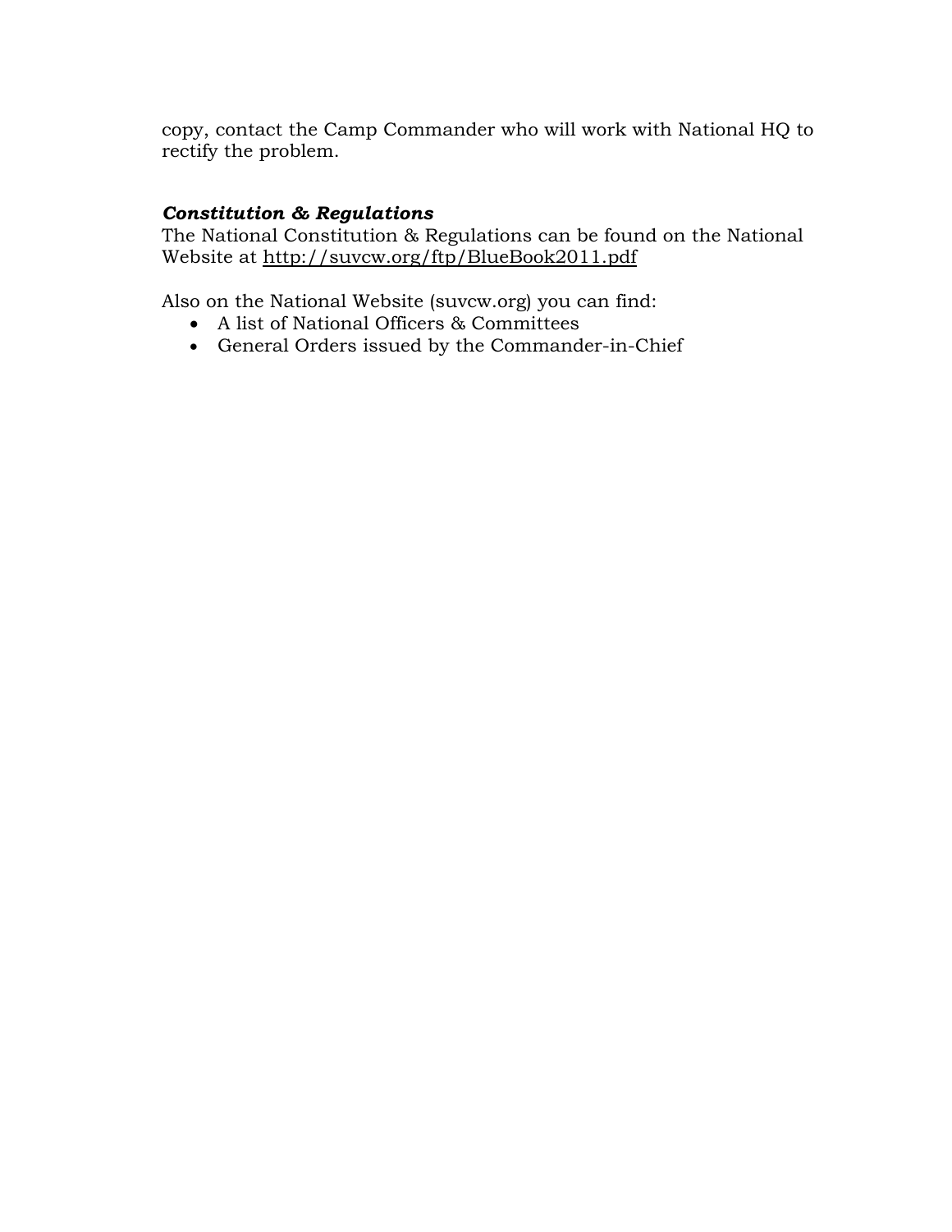copy, contact the Camp Commander who will work with National HQ to rectify the problem.

### ***Constitution & Regulations***

The National Constitution & Regulations can be found on the National Website at http://suvcw.org/ftp/BlueBook2011.pdf

Also on the National Website (suvcw.org) you can find:

- A list of National Officers & Committees
- General Orders issued by the Commander-in-Chief